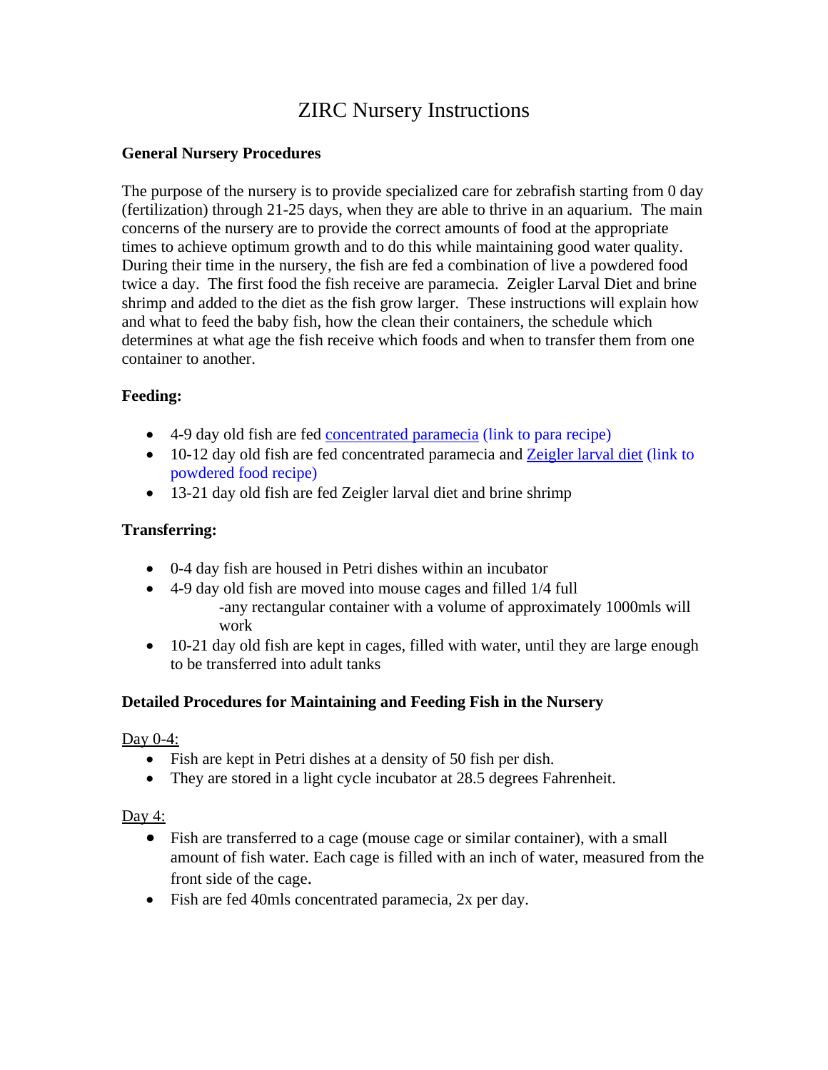# ZIRC Nursery Instructions

**General Nursery Procedures**

The purpose of the nursery is to provide specialized care for zebrafish starting from 0 day (fertilization) through 21-25 days, when they are able to thrive in an aquarium. The main concerns of the nursery are to provide the correct amounts of food at the appropriate times to achieve optimum growth and to do this while maintaining good water quality. During their time in the nursery, the fish are fed a combination of live a powdered food twice a day. The first food the fish receive are paramecia. Zeigler Larval Diet and brine shrimp and added to the diet as the fish grow larger. These instructions will explain how and what to feed the baby fish, how the clean their containers, the schedule which determines at what age the fish receive which foods and when to transfer them from one container to another.

**Feeding:**

- 4-9 day old fish are fed concentrated paramecia (link to para recipe)
- 10-12 day old fish are fed concentrated paramecia and Zeigler larval diet (link to powdered food recipe)
- 13-21 day old fish are fed Zeigler larval diet and brine shrimp

**Transferring:**

- 0-4 day fish are housed in Petri dishes within an incubator
- 4-9 day old fish are moved into mouse cages and filled 1/4 full
  -any rectangular container with a volume of approximately 1000mls will work
- 10-21 day old fish are kept in cages, filled with water, until they are large enough to be transferred into adult tanks

**Detailed Procedures for Maintaining and Feeding Fish in the Nursery**

Day 0-4:

- Fish are kept in Petri dishes at a density of 50 fish per dish.
- They are stored in a light cycle incubator at 28.5 degrees Fahrenheit.

Day 4:

- Fish are transferred to a cage (mouse cage or similar container), with a small amount of fish water. Each cage is filled with an inch of water, measured from the front side of the cage.
- Fish are fed 40mls concentrated paramecia, 2x per day.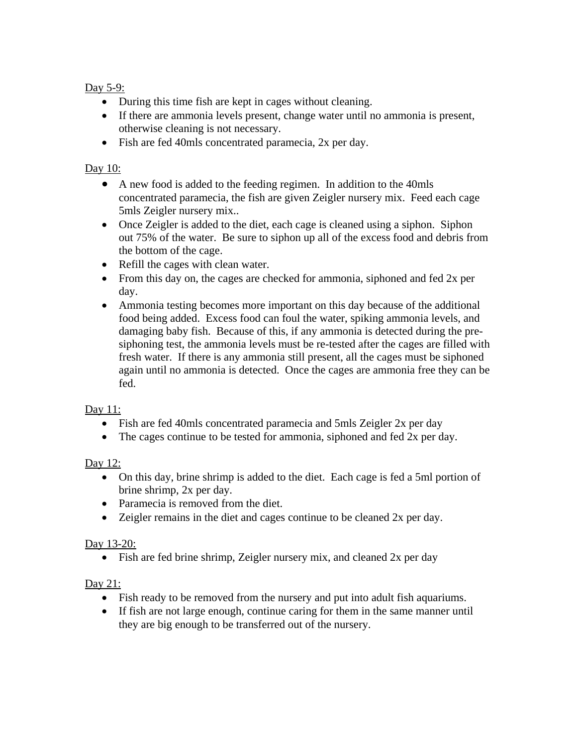Day 5-9:

- During this time fish are kept in cages without cleaning.
- If there are ammonia levels present, change water until no ammonia is present, otherwise cleaning is not necessary.
- Fish are fed 40mls concentrated paramecia, 2x per day.

Day 10:

- A new food is added to the feeding regimen. In addition to the 40mls concentrated paramecia, the fish are given Zeigler nursery mix. Feed each cage 5mls Zeigler nursery mix..
- Once Zeigler is added to the diet, each cage is cleaned using a siphon. Siphon out 75% of the water. Be sure to siphon up all of the excess food and debris from the bottom of the cage.
- Refill the cages with clean water.
- From this day on, the cages are checked for ammonia, siphoned and fed 2x per day.
- Ammonia testing becomes more important on this day because of the additional food being added. Excess food can foul the water, spiking ammonia levels, and damaging baby fish. Because of this, if any ammonia is detected during the pre-siphoning test, the ammonia levels must be re-tested after the cages are filled with fresh water. If there is any ammonia still present, all the cages must be siphoned again until no ammonia is detected. Once the cages are ammonia free they can be fed.

Day 11:

- Fish are fed 40mls concentrated paramecia and 5mls Zeigler 2x per day
- The cages continue to be tested for ammonia, siphoned and fed 2x per day.

Day 12:

- On this day, brine shrimp is added to the diet. Each cage is fed a 5ml portion of brine shrimp, 2x per day.
- Paramecia is removed from the diet.
- Zeigler remains in the diet and cages continue to be cleaned 2x per day.

Day 13-20:

- Fish are fed brine shrimp, Zeigler nursery mix, and cleaned 2x per day

Day 21:

- Fish ready to be removed from the nursery and put into adult fish aquariums.
- If fish are not large enough, continue caring for them in the same manner until they are big enough to be transferred out of the nursery.